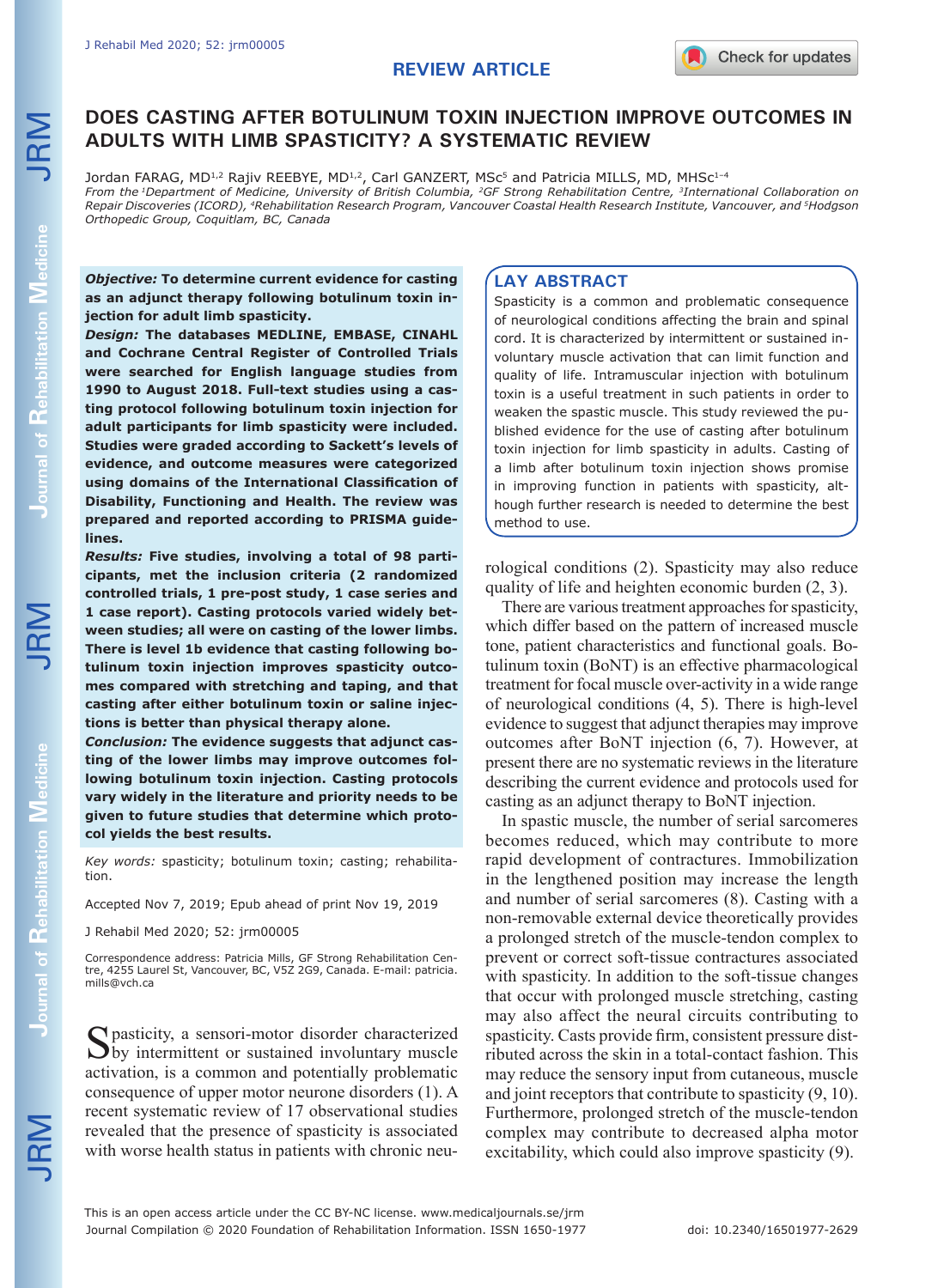REVIEW ARTICLE

# DOES CASTING AFTER BOTULINUM TOXIN INJECTION IMPROVE OUTCOMES IN ADULTS WITH LIMB SPASTICITY? A SYSTEMATIC REVIEW

Jordan FARAG, MD[1,2] Rajiv REEBYE, MD[1,2], Carl GANZERT, MSc[5] and Patricia MILLS, MD, MHSc[1–4]

*From the [1]Department of Medicine, University of British Columbia, [2]GF Strong Rehabilitation Centre, [3]International Collaboration on Repair Discoveries (ICORD), [4]Rehabilitation Research Program, Vancouver Coastal Health Research Institute, Vancouver, and [5]Hodgson Orthopedic Group, Coquitlam, BC, Canada*

***Objective:*** **To determine current evidence for casting as an adjunct therapy following botulinum toxin injection for adult limb spasticity.**

***Design:*** **The databases MEDLINE, EMBASE, CINAHL and Cochrane Central Register of Controlled Trials were searched for English language studies from 1990 to August 2018. Full-text studies using a casting protocol following botulinum toxin injection for adult participants for limb spasticity were included. Studies were graded according to Sackett's levels of evidence, and outcome measures were categorized using domains of the International Classification of Disability, Functioning and Health. The review was prepared and reported according to PRISMA guidelines.**

***Results:*** **Five studies, involving a total of 98 participants, met the inclusion criteria (2 randomized controlled trials, 1 pre-post study, 1 case series and 1 case report). Casting protocols varied widely between studies; all were on casting of the lower limbs. There is level 1b evidence that casting following botulinum toxin injection improves spasticity outcomes compared with stretching and taping, and that casting after either botulinum toxin or saline injections is better than physical therapy alone.**

***Conclusion:*** **The evidence suggests that adjunct casting of the lower limbs may improve outcomes following botulinum toxin injection. Casting protocols vary widely in the literature and priority needs to be given to future studies that determine which protocol yields the best results.**

*Key words:* spasticity; botulinum toxin; casting; rehabilitation.

Accepted Nov 7, 2019; Epub ahead of print Nov 19, 2019

J Rehabil Med 2020; 52: jrm00005

Correspondence address: Patricia Mills, GF Strong Rehabilitation Centre, 4255 Laurel St, Vancouver, BC, V5Z 2G9, Canada. E-mail: patricia.mills@vch.ca

## LAY ABSTRACT

Spasticity is a common and problematic consequence of neurological conditions affecting the brain and spinal cord. It is characterized by intermittent or sustained involuntary muscle activation that can limit function and quality of life. Intramuscular injection with botulinum toxin is a useful treatment in such patients in order to weaken the spastic muscle. This study reviewed the published evidence for the use of casting after botulinum toxin injection for limb spasticity in adults. Casting of a limb after botulinum toxin injection shows promise in improving function in patients with spasticity, although further research is needed to determine the best method to use.

Spasticity, a sensori-motor disorder characterized by intermittent or sustained involuntary muscle activation, is a common and potentially problematic consequence of upper motor neurone disorders (1). A recent systematic review of 17 observational studies revealed that the presence of spasticity is associated with worse health status in patients with chronic neurological conditions (2). Spasticity may also reduce quality of life and heighten economic burden (2, 3).

There are various treatment approaches for spasticity, which differ based on the pattern of increased muscle tone, patient characteristics and functional goals. Botulinum toxin (BoNT) is an effective pharmacological treatment for focal muscle over-activity in a wide range of neurological conditions (4, 5). There is high-level evidence to suggest that adjunct therapies may improve outcomes after BoNT injection (6, 7). However, at present there are no systematic reviews in the literature describing the current evidence and protocols used for casting as an adjunct therapy to BoNT injection.

In spastic muscle, the number of serial sarcomeres becomes reduced, which may contribute to more rapid development of contractures. Immobilization in the lengthened position may increase the length and number of serial sarcomeres (8). Casting with a non-removable external device theoretically provides a prolonged stretch of the muscle-tendon complex to prevent or correct soft-tissue contractures associated with spasticity. In addition to the soft-tissue changes that occur with prolonged muscle stretching, casting may also affect the neural circuits contributing to spasticity. Casts provide firm, consistent pressure distributed across the skin in a total-contact fashion. This may reduce the sensory input from cutaneous, muscle and joint receptors that contribute to spasticity (9, 10). Furthermore, prolonged stretch of the muscle-tendon complex may contribute to decreased alpha motor excitability, which could also improve spasticity (9).

This is an open access article under the CC BY-NC license. www.medicaljournals.se/jrm
Journal Compilation © 2020 Foundation of Rehabilitation Information. ISSN 1650-1977 doi: 10.2340/16501977-2629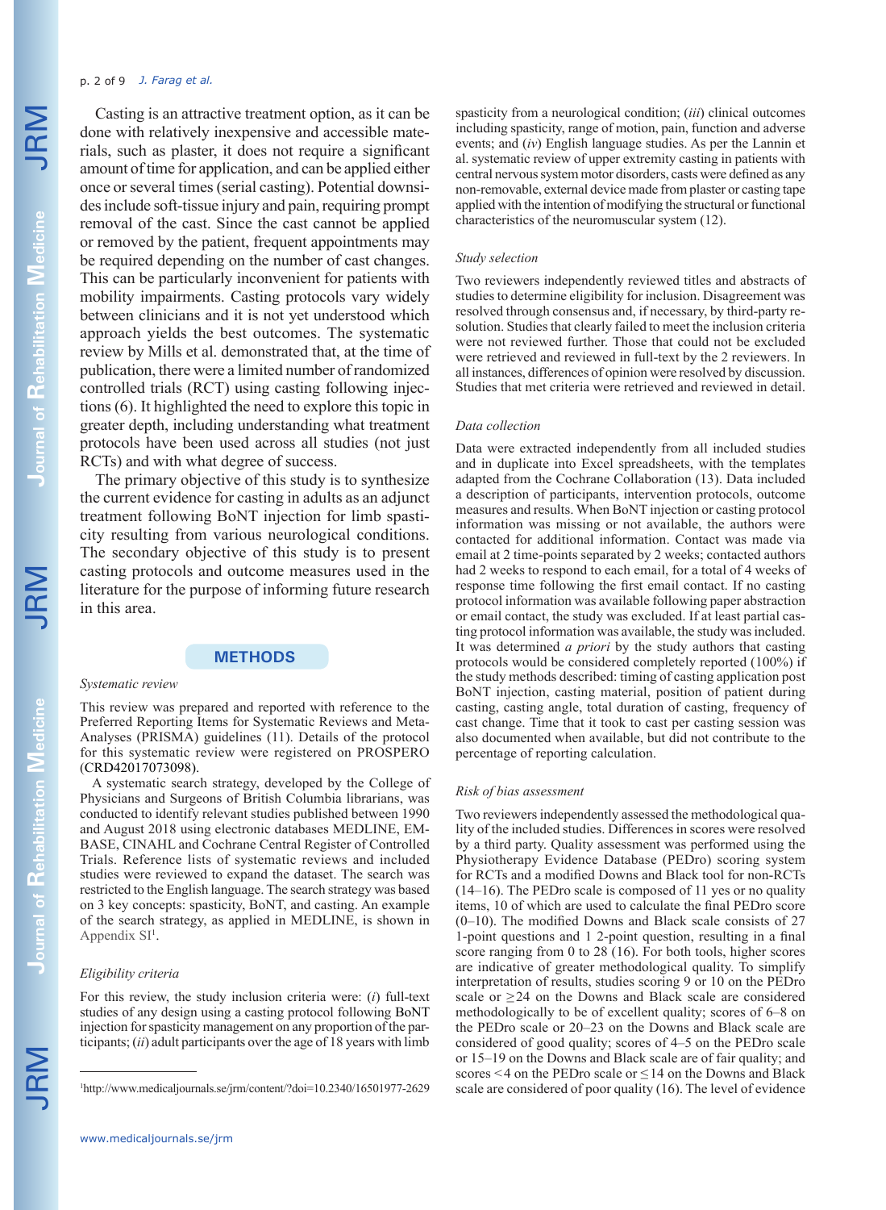Casting is an attractive treatment option, as it can be done with relatively inexpensive and accessible materials, such as plaster, it does not require a significant amount of time for application, and can be applied either once or several times (serial casting). Potential downsides include soft-tissue injury and pain, requiring prompt removal of the cast. Since the cast cannot be applied or removed by the patient, frequent appointments may be required depending on the number of cast changes. This can be particularly inconvenient for patients with mobility impairments. Casting protocols vary widely between clinicians and it is not yet understood which approach yields the best outcomes. The systematic review by Mills et al. demonstrated that, at the time of publication, there were a limited number of randomized controlled trials (RCT) using casting following injections (6). It highlighted the need to explore this topic in greater depth, including understanding what treatment protocols have been used across all studies (not just RCTs) and with what degree of success.

The primary objective of this study is to synthesize the current evidence for casting in adults as an adjunct treatment following BoNT injection for limb spasticity resulting from various neurological conditions. The secondary objective of this study is to present casting protocols and outcome measures used in the literature for the purpose of informing future research in this area.

## METHODS

### *Systematic review*

This review was prepared and reported with reference to the Preferred Reporting Items for Systematic Reviews and Meta-Analyses (PRISMA) guidelines (11). Details of the protocol for this systematic review were registered on PROSPERO (CRD42017073098).

A systematic search strategy, developed by the College of Physicians and Surgeons of British Columbia librarians, was conducted to identify relevant studies published between 1990 and August 2018 using electronic databases MEDLINE, EMBASE, CINAHL and Cochrane Central Register of Controlled Trials. Reference lists of systematic reviews and included studies were reviewed to expand the dataset. The search was restricted to the English language. The search strategy was based on 3 key concepts: spasticity, BoNT, and casting. An example of the search strategy, as applied in MEDLINE, is shown in Appendix SI[1].

### *Eligibility criteria*

For this review, the study inclusion criteria were: (*i*) full-text studies of any design using a casting protocol following BoNT injection for spasticity management on any proportion of the participants; (*ii*) adult participants over the age of 18 years with limb spasticity from a neurological condition; (*iii*) clinical outcomes including spasticity, range of motion, pain, function and adverse events; and (*iv*) English language studies. As per the Lannin et al. systematic review of upper extremity casting in patients with central nervous system motor disorders, casts were defined as any non-removable, external device made from plaster or casting tape applied with the intention of modifying the structural or functional characteristics of the neuromuscular system (12).

### *Study selection*

Two reviewers independently reviewed titles and abstracts of studies to determine eligibility for inclusion. Disagreement was resolved through consensus and, if necessary, by third-party resolution. Studies that clearly failed to meet the inclusion criteria were not reviewed further. Those that could not be excluded were retrieved and reviewed in full-text by the 2 reviewers. In all instances, differences of opinion were resolved by discussion. Studies that met criteria were retrieved and reviewed in detail.

### *Data collection*

Data were extracted independently from all included studies and in duplicate into Excel spreadsheets, with the templates adapted from the Cochrane Collaboration (13). Data included a description of participants, intervention protocols, outcome measures and results. When BoNT injection or casting protocol information was missing or not available, the authors were contacted for additional information. Contact was made via email at 2 time-points separated by 2 weeks; contacted authors had 2 weeks to respond to each email, for a total of 4 weeks of response time following the first email contact. If no casting protocol information was available following paper abstraction or email contact, the study was excluded. If at least partial casting protocol information was available, the study was included. It was determined *a priori* by the study authors that casting protocols would be considered completely reported (100%) if the study methods described: timing of casting application post BoNT injection, casting material, position of patient during casting, casting angle, total duration of casting, frequency of cast change. Time that it took to cast per casting session was also documented when available, but did not contribute to the percentage of reporting calculation.

### *Risk of bias assessment*

Two reviewers independently assessed the methodological quality of the included studies. Differences in scores were resolved by a third party. Quality assessment was performed using the Physiotherapy Evidence Database (PEDro) scoring system for RCTs and a modified Downs and Black tool for non-RCTs (14–16). The PEDro scale is composed of 11 yes or no quality items, 10 of which are used to calculate the final PEDro score (0–10). The modified Downs and Black scale consists of 27 1-point questions and 1 2-point question, resulting in a final score ranging from 0 to 28 (16). For both tools, higher scores are indicative of greater methodological quality. To simplify interpretation of results, studies scoring 9 or 10 on the PEDro scale or $\geq 24$ on the Downs and Black scale are considered methodologically to be of excellent quality; scores of 6–8 on the PEDro scale or 20–23 on the Downs and Black scale are considered of good quality; scores of 4–5 on the PEDro scale or 15–19 on the Downs and Black scale are of fair quality; and scores $<4$ on the PEDro scale or $\leq 14$ on the Downs and Black scale are considered of poor quality (16). The level of evidence

---

[1] http://www.medicaljournals.se/jrm/content/?doi=10.2340/16501977-2629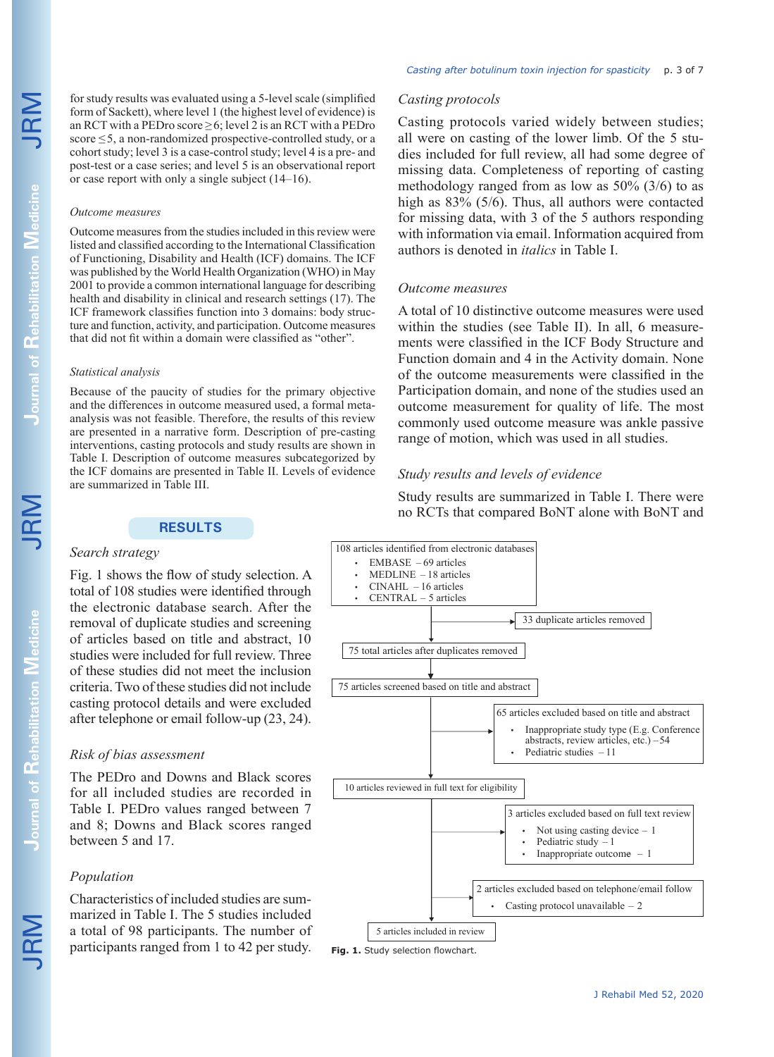for study results was evaluated using a 5-level scale (simplified form of Sackett), where level 1 (the highest level of evidence) is an RCT with a PEDro score ≥6; level 2 is an RCT with a PEDro score ≤5, a non-randomized prospective-controlled study, or a cohort study; level 3 is a case-control study; level 4 is a pre- and post-test or a case series; and level 5 is an observational report or case report with only a single subject (14–16).

### *Outcome measures*

Outcome measures from the studies included in this review were listed and classified according to the International Classification of Functioning, Disability and Health (ICF) domains. The ICF was published by the World Health Organization (WHO) in May 2001 to provide a common international language for describing health and disability in clinical and research settings (17). The ICF framework classifies function into 3 domains: body structure and function, activity, and participation. Outcome measures that did not fit within a domain were classified as "other".

### *Statistical analysis*

Because of the paucity of studies for the primary objective and the differences in outcome measured used, a formal meta-analysis was not feasible. Therefore, the results of this review are presented in a narrative form. Description of pre-casting interventions, casting protocols and study results are shown in Table I. Description of outcome measures subcategorized by the ICF domains are presented in Table II. Levels of evidence are summarized in Table III.

## RESULTS

### *Search strategy*

Fig. 1 shows the flow of study selection. A total of 108 studies were identified through the electronic database search. After the removal of duplicate studies and screening of articles based on title and abstract, 10 studies were included for full review. Three of these studies did not meet the inclusion criteria. Two of these studies did not include casting protocol details and were excluded after telephone or email follow-up (23, 24).

### *Risk of bias assessment*

The PEDro and Downs and Black scores for all included studies are recorded in Table I. PEDro values ranged between 7 and 8; Downs and Black scores ranged between 5 and 17.

### *Population*

Characteristics of included studies are summarized in Table I. The 5 studies included a total of 98 participants. The number of participants ranged from 1 to 42 per study.

### *Casting protocols*

Casting protocols varied widely between studies; all were on casting of the lower limb. Of the 5 studies included for full review, all had some degree of missing data. Completeness of reporting of casting methodology ranged from as low as 50% (3/6) to as high as 83% (5/6). Thus, all authors were contacted for missing data, with 3 of the 5 authors responding with information via email. Information acquired from authors is denoted in *italics* in Table I.

### *Outcome measures*

A total of 10 distinctive outcome measures were used within the studies (see Table II). In all, 6 measurements were classified in the ICF Body Structure and Function domain and 4 in the Activity domain. None of the outcome measurements were classified in the Participation domain, and none of the studies used an outcome measurement for quality of life. The most commonly used outcome measure was ankle passive range of motion, which was used in all studies.

### *Study results and levels of evidence*

Study results are summarized in Table I. There were no RCTs that compared BoNT alone with BoNT and

108 articles identified from electronic databases
- EMBASE – 69 articles
- MEDLINE – 18 articles
- CINAHL – 16 articles
- CENTRAL – 5 articles

→ 33 duplicate articles removed

75 total articles after duplicates removed

75 articles screened based on title and abstract

→ 65 articles excluded based on title and abstract
- Inappropriate study type (E.g. Conference abstracts, review articles, etc.) – 54
- Pediatric studies – 11

10 articles reviewed in full text for eligibility

→ 3 articles excluded based on full text review
- Not using casting device – 1
- Pediatric study – 1
- Inappropriate outcome – 1

→ 2 articles excluded based on telephone/email follow
- Casting protocol unavailable – 2

5 articles included in review

**Fig. 1.** Study selection flowchart.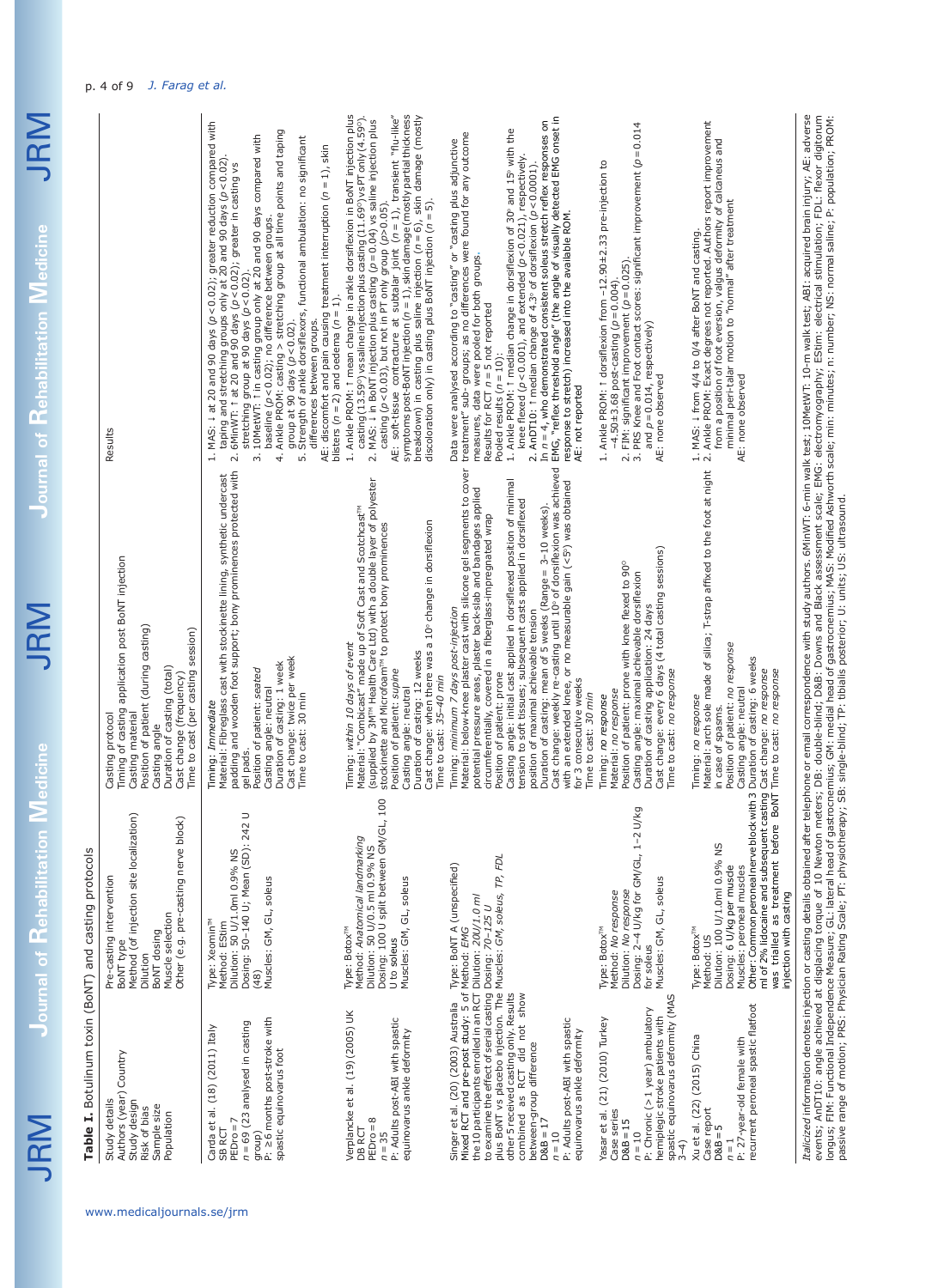**Table I.** Botulinum toxin (BoNT) and casting protocols

| Study details<br>Authors (year) Country<br>Study design<br>Risk of bias<br>Sample size<br>Population | Pre-casting intervention<br>BoNT type<br>Method (of injection site localization)<br>Dilution<br>BoNT dosing<br>Muscle selection<br>Other (e.g. pre-casting nerve block) | Casting protocol<br>Timing of casting application post BoNT injection<br>Casting material<br>Position of patient (during casting)<br>Casting angle<br>Duration of casting (total)<br>Cast change (frequency)<br>Time to cast (per casting session) | Results |
|---|---|---|---|
| Carda et al. (18) (2011) Italy<br>SB RCT<br>PEDro = 7<br>n = 69 (23 analysed in casting group)<br>P: ≥6 months post-stroke with spastic equinovarus foot | Type: Xeomin™<br>Method: EStim<br>Dilution: 50 U/1.0ml 0.9% NS<br>Dosing: 50–140 U; Mean (SD): 242 U (48)<br>Muscles: GM, GL, soleus | Timing: *Immediate*<br>Material: Fibreglass cast with stockinette lining, synthetic undercast padding and wooden foot support; bony prominences protected with gel pads.<br>Position of patient: *seated*<br>Casting angle: neutral<br>Duration of casting: 1 week<br>Cast change: twice per week<br>Time to cast: 30 min | 1. MAS: ↓ at 20 and 90 days (p<0.02); greater reduction compared with taping and stretching groups only at 20 and 90 days (p<0.02).<br>2. 6MinWT: ↑ at 20 and 90 days (p<0.02); greater in casting vs stretching group at 90 days (p<0.02).<br>3. 10MetWT: ↑ in casting group only at 20 and 90 days compared with baseline (p<0.02); no difference between groups.<br>4. Ankle PROM: casting > stretching group at all time points and taping group at 90 days (p<0.02).<br>5. Strength of ankle dorsiflexors, functional ambulation: no significant differences between groups.<br>AE: discomfort and pain causing treatment interruption (n = 1), skin blisters (n = 2) and oedema (n = 1). |
| Verplancke et al. (19) (2005) UK<br>DB RCT<br>PEDro = 8<br>n = 35<br>P: Adults post-ABI with spastic equinovarus ankle deformity | Type: Botox™<br>Method: *Anatomical landmarking*<br>Dilution: 50 U/0.5 ml 0.9% NS<br>Dosing: 100 U split between GM/GL, 100 U to soleus<br>Muscles: GM, GL, soleus | Timing: *within 10 days of event*<br>Material: "Combicast" made up of Soft Cast and Scotchcast™ (supplied by 3M™ Health Care Ltd) with a double layer of polyester stockinette and Microfoam™ to protect bony prominences<br>Position of patient: *supine*<br>Casting angle: neutral<br>Duration of casting: 12 weeks<br>Cast change: when there was a 10◦ change in dorsiflexion<br>Time to cast: *35–40 min* | 1. Ankle PROM: ↑ mean change in ankle dorsiflexion in BoNT injection plus casting (13.59°) vs saline injection plus casting (11.69°) vs PT only (4.59°).<br>2. MAS: ↓ in BoNT injection plus casting (p=0.04) vs saline injection plus casting (p<0.03), but not in PT only group (p>0.05).<br>AE: soft-tissue contracture at subtalar joint (n = 1), transient "flu-like" symptoms post-BoNT injection (n = 1), skin damage (mostly partial thickness breakdown) in casting plus saline injection (n = 6), skin damage (mostly discoloration only) in casting plus BoNT injection (n = 5). |
| Singer et al. (20) (2003) Australia<br>Mixed RCT and pre-post study: 5 of the 10 participants enrolled in an RCT to examine the effect of serial casting plus BoNT vs placebo injection. The other 5 received casting only. Results combined as RCT did not show between-group difference<br>D&B = 17<br>n = 10<br>P: Adults post-ABI with spastic equinovarus ankle deformity | Type: BoNT A (unspecified)<br>Method: *EMG*<br>Dilution: *20U/1.0 ml*<br>Dosing: *70–125 U*<br>Muscles: *GM, soleus, TP, FDL* | Timing: *minimum 7 days post-injection*<br>Material: below-knee plaster cast with silicone gel segments to cover potential pressure areas, plaster back-slab and bandages applied circumferentially, covered in a fiberglass-impregnated wrap<br>Position of patient: prone<br>Casting angle: initial cast applied in dorsiflexed position of minimal tension to soft tissues; subsequent casts applied in dorsiflexed position of maximal achievable tension<br>Duration of casting: mean of 5 weeks (Range = 3–10 weeks).<br>Cast change: weekly re-casting until 10◦ of dorsiflexion was achieved with an extended knee, or no measurable gain (<5°) was obtained for 3 consecutive weeks<br>Time to cast: *30 min* | Data were analysed according to "casting" or "casting plus adjunctive treatment" sub-groups; as no differences were found for any outcome measures, data were pooled for both groups.<br>Results for RCT n = 5 not reported<br>Pooled results (n = 10):<br>1. Ankle PROM: ↑ median change in dorsiflexion of 30◦ and 15◦ with the knee flexed (p<0.001), and extended (p<0.021), respectively.<br>2. AnDT10: ↑ median change of 4.3° of dorsiflexion (p<0.0001).<br>In n = 4, who demonstrated consistent soleus stretch reflex responses on EMG, "reflex threshold angle" (the angle of visually detected EMG onset in response to stretch) increased into the available ROM.<br>AE: not reported |
| Yasar et al. (21) (2010) Turkey<br>Case series<br>D&B = 15<br>n = 10<br>P: Chronic (>1 year) ambulatory hemiplegic stroke patients with spastic equinovarus deformity (MAS 3–4) | Type: Botox™<br>Method: *No response*<br>Dilution: *No response*<br>Dosing: 2–4 U/kg for GM/GL, 1–2 U/kg for soleus<br>Muscles: GM, GL, soleus | Timing: *no response*<br>Material: *no response*<br>Position of patient: prone with knee flexed to 90°<br>Casting angle: maximal achievable dorsiflexion<br>Duration of casting application: 24 days<br>Cast change: every 6 days (4 total casting sessions)<br>Time to cast: *no response* | 1. Ankle PROM: ↑ dorsiflexion from –12.90±2.33 pre-injection to –4.50±3.68 post-casting (p=0.004).<br>2. FIM: significant improvement (p=0.025).<br>3. PRS: Knee and Foot contact scores: significant improvement (p=0.014 and p=0.014, respectively)<br>AE: none observed |
| Xu et al. (22) (2015) China<br>Case report<br>D&B = 5<br>n = 1<br>P: 27-year-old female with recurrent peroneal spastic flatfoot | Type: Botox™<br>Method: US<br>Dilution: 100 U/1.0ml 0.9% NS<br>Dosing: 6 U/kg per muscle<br>Muscles: peroneal muscles<br>Other: Common peroneal nerve block with 3 ml of 2% lidocaine and subsequent casting was trialled as treatment before BoNT injection with casting | Timing: *no response*<br>Material: arch sole made of silica; T-strap affixed to the foot at night in case of spasms.<br>Position of patient: *no response*<br>Casting angle: neutral<br>Duration of casting: 6 weeks<br>Cast change: *no response*<br>Time to cast: *no response* | 1. MAS: ↓ from 4/4 to 0/4 after BoNT and casting.<br>2. Ankle PROM: Exact degrees not reported. Authors report improvement from a position of foot eversion, valgus deformity of calcaneus and minimal peri-talar motion to "normal" after treatment<br>AE: none observed |

*Italicized* information denotes injection or casting details obtained after telephone or email correspondence with study authors. 6MinWT: 6-min walk test; ABI: acquired brain injury; AE: adverse events; AnDT10: angle achieved at displacing torque of 10 Newton meters; DB: double-blind; D&B: Downs and Black assessment scale; EMG: electromyography; EStim: electrical stimulation; FDL: flexor digitorum longus; FIM: Functional Independence Measure; GL: lateral head of gastrocnemius; GM: medial head of gastrocnemius; MAS: Modified Ashworth scale; min: minutes; n: number; NS: normal saline; P: population; PROM: passive range of motion; PRS: Physician Rating Scale; PT: physiotherapy; SB: single-blind; TP: tibialis posterior; U: units; US: ultrasound.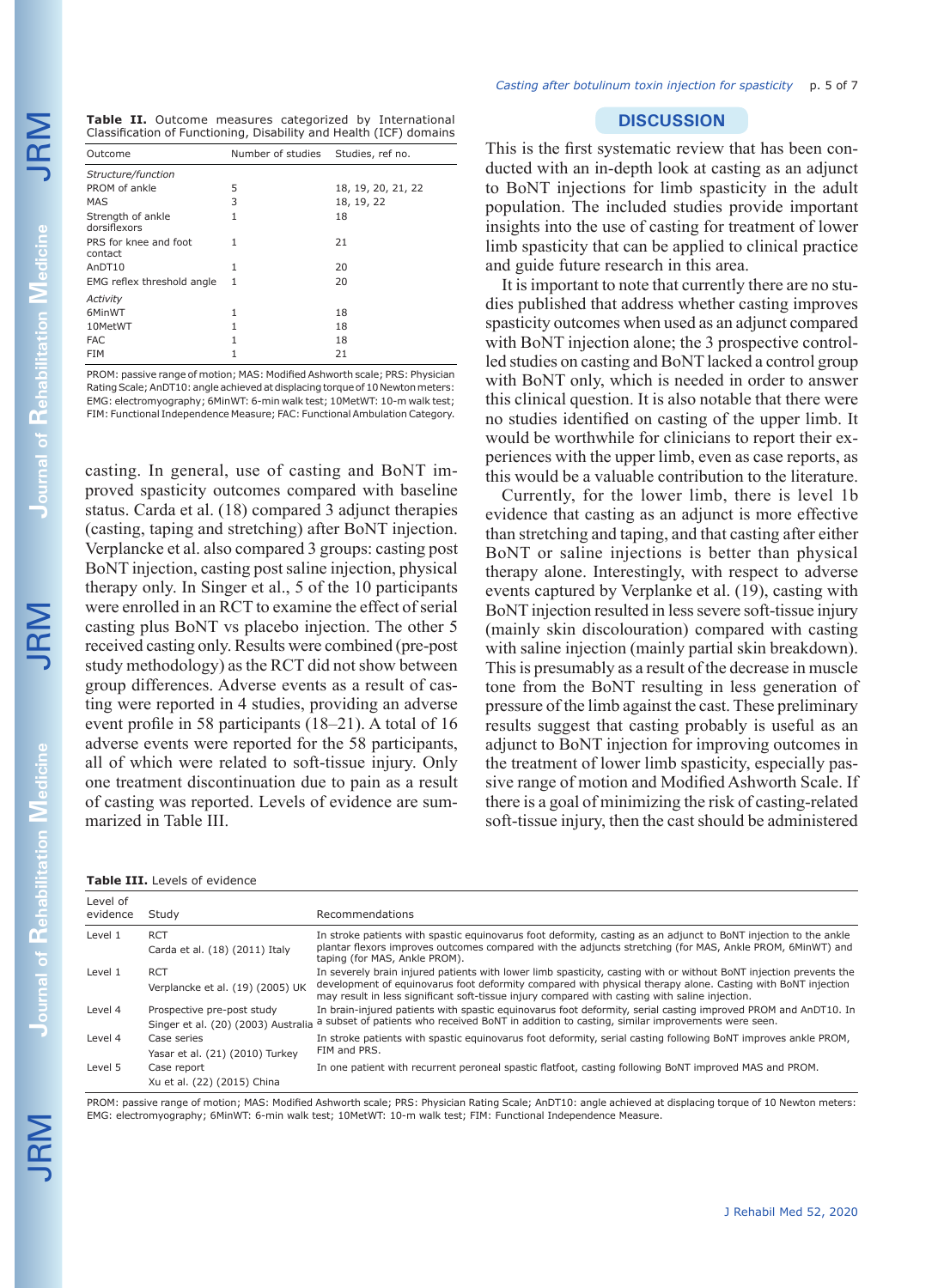**Table II.** Outcome measures categorized by International Classification of Functioning, Disability and Health (ICF) domains

| Outcome | Number of studies | Studies, ref no. |
|---|---|---|
| *Structure/function* | | |
| PROM of ankle | 5 | 18, 19, 20, 21, 22 |
| MAS | 3 | 18, 19, 22 |
| Strength of ankle dorsiflexors | 1 | 18 |
| PRS for knee and foot contact | 1 | 21 |
| AnDT10 | 1 | 20 |
| EMG reflex threshold angle | 1 | 20 |
| *Activity* | | |
| 6MinWT | 1 | 18 |
| 10MetWT | 1 | 18 |
| FAC | 1 | 18 |
| FIM | 1 | 21 |

PROM: passive range of motion; MAS: Modified Ashworth scale; PRS: Physician Rating Scale; AnDT10: angle achieved at displacing torque of 10 Newton meters: EMG: electromyography; 6MinWT: 6-min walk test; 10MetWT: 10-m walk test; FIM: Functional Independence Measure; FAC: Functional Ambulation Category.

casting. In general, use of casting and BoNT improved spasticity outcomes compared with baseline status. Carda et al. (18) compared 3 adjunct therapies (casting, taping and stretching) after BoNT injection. Verplancke et al. also compared 3 groups: casting post BoNT injection, casting post saline injection, physical therapy only. In Singer et al., 5 of the 10 participants were enrolled in an RCT to examine the effect of serial casting plus BoNT vs placebo injection. The other 5 received casting only. Results were combined (pre-post study methodology) as the RCT did not show between group differences. Adverse events as a result of casting were reported in 4 studies, providing an adverse event profile in 58 participants (18–21). A total of 16 adverse events were reported for the 58 participants, all of which were related to soft-tissue injury. Only one treatment discontinuation due to pain as a result of casting was reported. Levels of evidence are summarized in Table III.

## DISCUSSION

This is the first systematic review that has been conducted with an in-depth look at casting as an adjunct to BoNT injections for limb spasticity in the adult population. The included studies provide important insights into the use of casting for treatment of lower limb spasticity that can be applied to clinical practice and guide future research in this area.

It is important to note that currently there are no studies published that address whether casting improves spasticity outcomes when used as an adjunct compared with BoNT injection alone; the 3 prospective controlled studies on casting and BoNT lacked a control group with BoNT only, which is needed in order to answer this clinical question. It is also notable that there were no studies identified on casting of the upper limb. It would be worthwhile for clinicians to report their experiences with the upper limb, even as case reports, as this would be a valuable contribution to the literature.

Currently, for the lower limb, there is level 1b evidence that casting as an adjunct is more effective than stretching and taping, and that casting after either BoNT or saline injections is better than physical therapy alone. Interestingly, with respect to adverse events captured by Verplanke et al. (19), casting with BoNT injection resulted in less severe soft-tissue injury (mainly skin discolouration) compared with casting with saline injection (mainly partial skin breakdown). This is presumably as a result of the decrease in muscle tone from the BoNT resulting in less generation of pressure of the limb against the cast. These preliminary results suggest that casting probably is useful as an adjunct to BoNT injection for improving outcomes in the treatment of lower limb spasticity, especially passive range of motion and Modified Ashworth Scale. If there is a goal of minimizing the risk of casting-related soft-tissue injury, then the cast should be administered

**Table III.** Levels of evidence

| Level of evidence | Study | Recommendations |
|---|---|---|
| Level 1 | RCT<br>Carda et al. (18) (2011) Italy | In stroke patients with spastic equinovarus foot deformity, casting as an adjunct to BoNT injection to the ankle plantar flexors improves outcomes compared with the adjuncts stretching (for MAS, Ankle PROM, 6MinWT) and taping (for MAS, Ankle PROM). |
| Level 1 | RCT<br>Verplancke et al. (19) (2005) UK | In severely brain injured patients with lower limb spasticity, casting with or without BoNT injection prevents the development of equinovarus foot deformity compared with physical therapy alone. Casting with BoNT injection may result in less significant soft-tissue injury compared with casting with saline injection. |
| Level 4 | Prospective pre-post study<br>Singer et al. (20) (2003) Australia | In brain-injured patients with spastic equinovarus foot deformity, serial casting improved PROM and AnDT10. In a subset of patients who received BoNT in addition to casting, similar improvements were seen. |
| Level 4 | Case series<br>Yasar et al. (21) (2010) Turkey | In stroke patients with spastic equinovarus foot deformity, serial casting following BoNT improves ankle PROM, FIM and PRS. |
| Level 5 | Case report<br>Xu et al. (22) (2015) China | In one patient with recurrent peroneal spastic flatfoot, casting following BoNT improved MAS and PROM. |

PROM: passive range of motion; MAS: Modified Ashworth scale; PRS: Physician Rating Scale; AnDT10: angle achieved at displacing torque of 10 Newton meters: EMG: electromyography; 6MinWT: 6-min walk test; 10MetWT: 10-m walk test; FIM: Functional Independence Measure.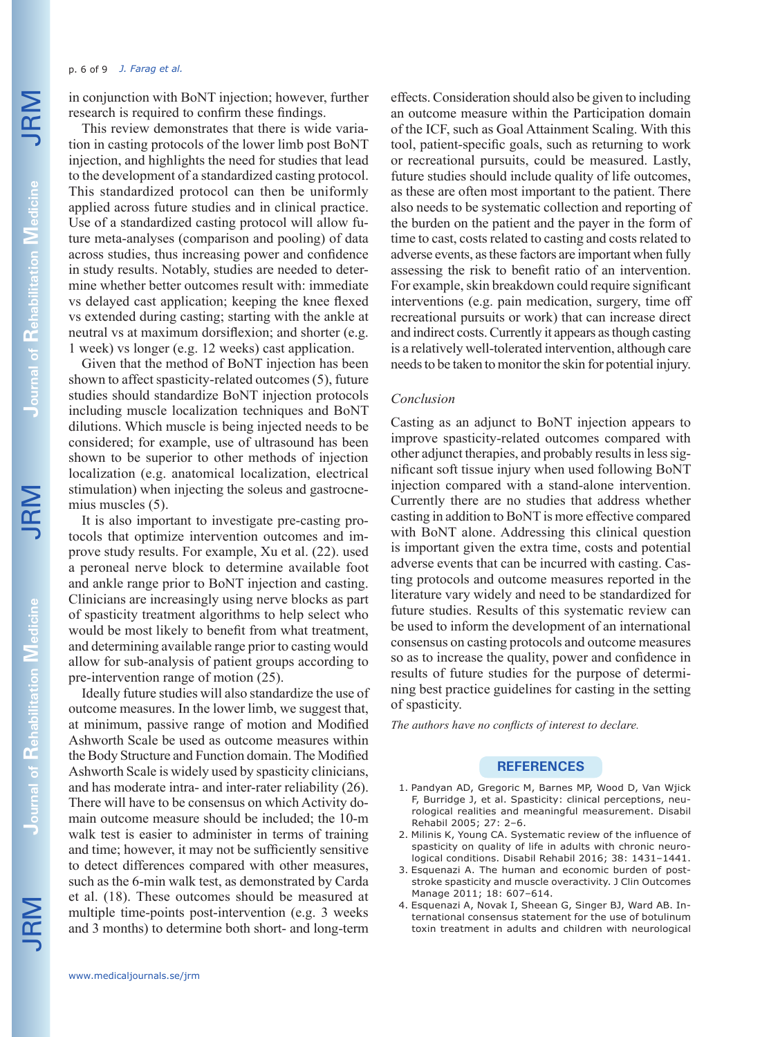in conjunction with BoNT injection; however, further research is required to confirm these findings.

This review demonstrates that there is wide variation in casting protocols of the lower limb post BoNT injection, and highlights the need for studies that lead to the development of a standardized casting protocol. This standardized protocol can then be uniformly applied across future studies and in clinical practice. Use of a standardized casting protocol will allow future meta-analyses (comparison and pooling) of data across studies, thus increasing power and confidence in study results. Notably, studies are needed to determine whether better outcomes result with: immediate vs delayed cast application; keeping the knee flexed vs extended during casting; starting with the ankle at neutral vs at maximum dorsiflexion; and shorter (e.g. 1 week) vs longer (e.g. 12 weeks) cast application.

Given that the method of BoNT injection has been shown to affect spasticity-related outcomes (5), future studies should standardize BoNT injection protocols including muscle localization techniques and BoNT dilutions. Which muscle is being injected needs to be considered; for example, use of ultrasound has been shown to be superior to other methods of injection localization (e.g. anatomical localization, electrical stimulation) when injecting the soleus and gastrocnemius muscles (5).

It is also important to investigate pre-casting protocols that optimize intervention outcomes and improve study results. For example, Xu et al. (22). used a peroneal nerve block to determine available foot and ankle range prior to BoNT injection and casting. Clinicians are increasingly using nerve blocks as part of spasticity treatment algorithms to help select who would be most likely to benefit from what treatment, and determining available range prior to casting would allow for sub-analysis of patient groups according to pre-intervention range of motion (25).

Ideally future studies will also standardize the use of outcome measures. In the lower limb, we suggest that, at minimum, passive range of motion and Modified Ashworth Scale be used as outcome measures within the Body Structure and Function domain. The Modified Ashworth Scale is widely used by spasticity clinicians, and has moderate intra- and inter-rater reliability (26). There will have to be consensus on which Activity domain outcome measure should be included; the 10-m walk test is easier to administer in terms of training and time; however, it may not be sufficiently sensitive to detect differences compared with other measures, such as the 6-min walk test, as demonstrated by Carda et al. (18). These outcomes should be measured at multiple time-points post-intervention (e.g. 3 weeks and 3 months) to determine both short- and long-term effects. Consideration should also be given to including an outcome measure within the Participation domain of the ICF, such as Goal Attainment Scaling. With this tool, patient-specific goals, such as returning to work or recreational pursuits, could be measured. Lastly, future studies should include quality of life outcomes, as these are often most important to the patient. There also needs to be systematic collection and reporting of the burden on the patient and the payer in the form of time to cast, costs related to casting and costs related to adverse events, as these factors are important when fully assessing the risk to benefit ratio of an intervention. For example, skin breakdown could require significant interventions (e.g. pain medication, surgery, time off recreational pursuits or work) that can increase direct and indirect costs. Currently it appears as though casting is a relatively well-tolerated intervention, although care needs to be taken to monitor the skin for potential injury.

### *Conclusion*

Casting as an adjunct to BoNT injection appears to improve spasticity-related outcomes compared with other adjunct therapies, and probably results in less significant soft tissue injury when used following BoNT injection compared with a stand-alone intervention. Currently there are no studies that address whether casting in addition to BoNT is more effective compared with BoNT alone. Addressing this clinical question is important given the extra time, costs and potential adverse events that can be incurred with casting. Casting protocols and outcome measures reported in the literature vary widely and need to be standardized for future studies. Results of this systematic review can be used to inform the development of an international consensus on casting protocols and outcome measures so as to increase the quality, power and confidence in results of future studies for the purpose of determining best practice guidelines for casting in the setting of spasticity.

*The authors have no conflicts of interest to declare.*

## REFERENCES

1. Pandyan AD, Gregoric M, Barnes MP, Wood D, Van Wjick F, Burridge J, et al. Spasticity: clinical perceptions, neurological realities and meaningful measurement. Disabil Rehabil 2005; 27: 2–6.
2. Milinis K, Young CA. Systematic review of the influence of spasticity on quality of life in adults with chronic neurological conditions. Disabil Rehabil 2016; 38: 1431–1441.
3. Esquenazi A. The human and economic burden of post-stroke spasticity and muscle overactivity. J Clin Outcomes Manage 2011; 18: 607–614.
4. Esquenazi A, Novak I, Sheean G, Singer BJ, Ward AB. International consensus statement for the use of botulinum toxin treatment in adults and children with neurological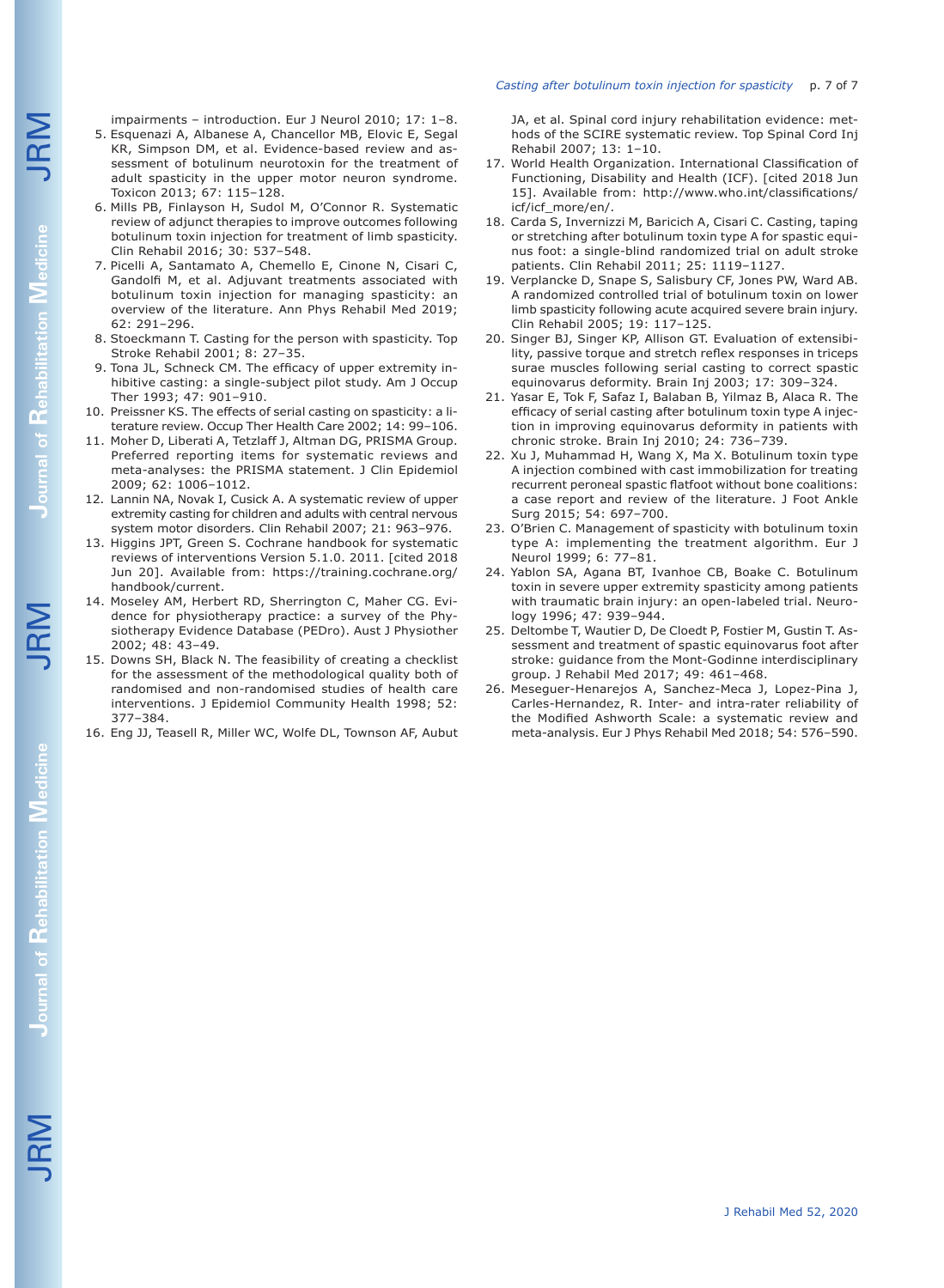impairments – introduction. Eur J Neurol 2010; 17: 1–8.

5. Esquenazi A, Albanese A, Chancellor MB, Elovic E, Segal KR, Simpson DM, et al. Evidence-based review and assessment of botulinum neurotoxin for the treatment of adult spasticity in the upper motor neuron syndrome. Toxicon 2013; 67: 115–128.
6. Mills PB, Finlayson H, Sudol M, O'Connor R. Systematic review of adjunct therapies to improve outcomes following botulinum toxin injection for treatment of limb spasticity. Clin Rehabil 2016; 30: 537–548.
7. Picelli A, Santamato A, Chemello E, Cinone N, Cisari C, Gandolfi M, et al. Adjuvant treatments associated with botulinum toxin injection for managing spasticity: an overview of the literature. Ann Phys Rehabil Med 2019; 62: 291–296.
8. Stoeckmann T. Casting for the person with spasticity. Top Stroke Rehabil 2001; 8: 27–35.
9. Tona JL, Schneck CM. The efficacy of upper extremity inhibitive casting: a single-subject pilot study. Am J Occup Ther 1993; 47: 901–910.
10. Preissner KS. The effects of serial casting on spasticity: a literature review. Occup Ther Health Care 2002; 14: 99–106.
11. Moher D, Liberati A, Tetzlaff J, Altman DG, PRISMA Group. Preferred reporting items for systematic reviews and meta-analyses: the PRISMA statement. J Clin Epidemiol 2009; 62: 1006–1012.
12. Lannin NA, Novak I, Cusick A. A systematic review of upper extremity casting for children and adults with central nervous system motor disorders. Clin Rehabil 2007; 21: 963–976.
13. Higgins JPT, Green S. Cochrane handbook for systematic reviews of interventions Version 5.1.0. 2011. [cited 2018 Jun 20]. Available from: https://training.cochrane.org/handbook/current.
14. Moseley AM, Herbert RD, Sherrington C, Maher CG. Evidence for physiotherapy practice: a survey of the Physiotherapy Evidence Database (PEDro). Aust J Physiother 2002; 48: 43–49.
15. Downs SH, Black N. The feasibility of creating a checklist for the assessment of the methodological quality both of randomised and non-randomised studies of health care interventions. J Epidemiol Community Health 1998; 52: 377–384.
16. Eng JJ, Teasell R, Miller WC, Wolfe DL, Townson AF, Aubut JA, et al. Spinal cord injury rehabilitation evidence: methods of the SCIRE systematic review. Top Spinal Cord Inj Rehabil 2007; 13: 1–10.
17. World Health Organization. International Classification of Functioning, Disability and Health (ICF). [cited 2018 Jun 15]. Available from: http://www.who.int/classifications/icf/icf_more/en/.
18. Carda S, Invernizzi M, Baricich A, Cisari C. Casting, taping or stretching after botulinum toxin type A for spastic equinus foot: a single-blind randomized trial on adult stroke patients. Clin Rehabil 2011; 25: 1119–1127.
19. Verplancke D, Snape S, Salisbury CF, Jones PW, Ward AB. A randomized controlled trial of botulinum toxin on lower limb spasticity following acute acquired severe brain injury. Clin Rehabil 2005; 19: 117–125.
20. Singer BJ, Singer KP, Allison GT. Evaluation of extensibility, passive torque and stretch reflex responses in triceps surae muscles following serial casting to correct spastic equinovarus deformity. Brain Inj 2003; 17: 309–324.
21. Yasar E, Tok F, Safaz I, Balaban B, Yilmaz B, Alaca R. The efficacy of serial casting after botulinum toxin type A injection in improving equinovarus deformity in patients with chronic stroke. Brain Inj 2010; 24: 736–739.
22. Xu J, Muhammad H, Wang X, Ma X. Botulinum toxin type A injection combined with cast immobilization for treating recurrent peroneal spastic flatfoot without bone coalitions: a case report and review of the literature. J Foot Ankle Surg 2015; 54: 697–700.
23. O'Brien C. Management of spasticity with botulinum toxin type A: implementing the treatment algorithm. Eur J Neurol 1999; 6: 77–81.
24. Yablon SA, Agana BT, Ivanhoe CB, Boake C. Botulinum toxin in severe upper extremity spasticity among patients with traumatic brain injury: an open-labeled trial. Neurology 1996; 47: 939–944.
25. Deltombe T, Wautier D, De Cloedt P, Fostier M, Gustin T. Assessment and treatment of spastic equinovarus foot after stroke: guidance from the Mont-Godinne interdisciplinary group. J Rehabil Med 2017; 49: 461–468.
26. Meseguer-Henarejos A, Sanchez-Meca J, Lopez-Pina J, Carles-Hernandez, R. Inter- and intra-rater reliability of the Modified Ashworth Scale: a systematic review and meta-analysis. Eur J Phys Rehabil Med 2018; 54: 576–590.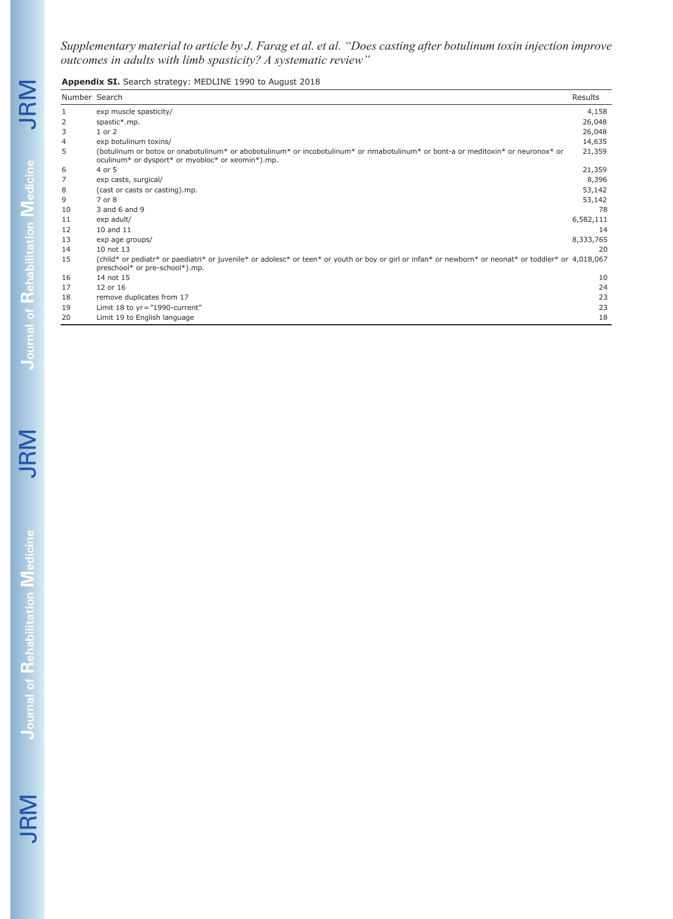*Supplementary material to article by J. Farag et al. et al. "Does casting after botulinum toxin injection improve outcomes in adults with limb spasticity? A systematic review"*

**Appendix SI.** Search strategy: MEDLINE 1990 to August 2018

| Number | Search | Results |
|---|---|---|
| 1 | exp muscle spasticity/ | 4,158 |
| 2 | spastic*.mp. | 26,048 |
| 3 | 1 or 2 | 26,048 |
| 4 | exp botulinum toxins/ | 14,635 |
| 5 | (botulinum or botox or onabotulinum* or abobotulinum* or incobotulinum* or rimabotulinum* or bont-a or meditoxin* or neuronox* or oculinum* or dysport* or myobloc* or xeomin*).mp. | 21,359 |
| 6 | 4 or 5 | 21,359 |
| 7 | exp casts, surgical/ | 8,396 |
| 8 | (cast or casts or casting).mp. | 53,142 |
| 9 | 7 or 8 | 53,142 |
| 10 | 3 and 6 and 9 | 78 |
| 11 | exp adult/ | 6,582,111 |
| 12 | 10 and 11 | 14 |
| 13 | exp age groups/ | 8,333,765 |
| 14 | 10 not 13 | 20 |
| 15 | (child* or pediatr* or paediatri* or juvenile* or adolesc* or teen* or youth or boy or girl or infan* or newborn* or neonat* or toddler* or preschool* or pre-school*).mp. | 4,018,067 |
| 16 | 14 not 15 | 10 |
| 17 | 12 or 16 | 24 |
| 18 | remove duplicates from 17 | 23 |
| 19 | Limit 18 to yr="1990-current" | 23 |
| 20 | Limit 19 to English language | 18 |